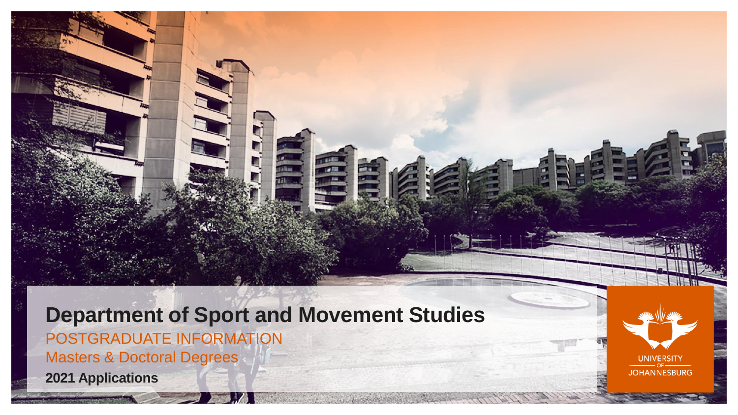# Department of Sport and Movement Studies

POSTGRADUATE INFORMATION

Masters & Doctoral Degrees

**2021 Applications**

UNIVERSITY OF JOHANNESBURG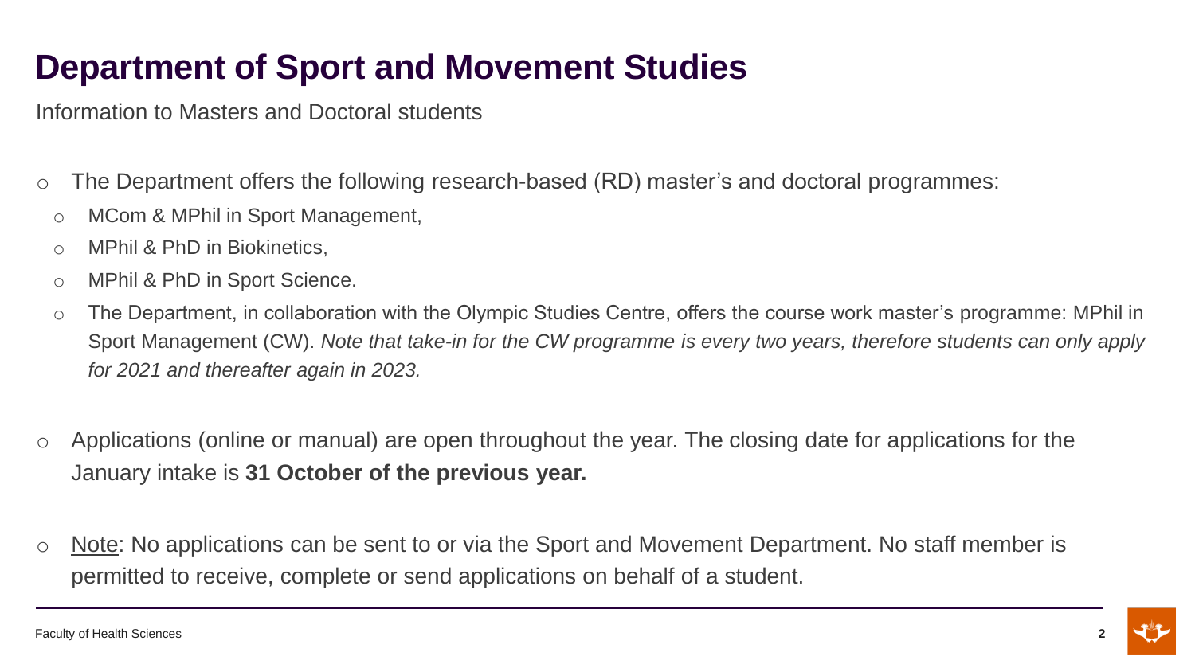# Department of Sport and Movement Studies

Information to Masters and Doctoral students

- The Department offers the following research-based (RD) master's and doctoral programmes:
  - MCom & MPhil in Sport Management,
  - MPhil & PhD in Biokinetics,
  - MPhil & PhD in Sport Science.
  - The Department, in collaboration with the Olympic Studies Centre, offers the course work master's programme: MPhil in Sport Management (CW). *Note that take-in for the CW programme is every two years, therefore students can only apply for 2021 and thereafter again in 2023.*

- Applications (online or manual) are open throughout the year. The closing date for applications for the January intake is **31 October of the previous year.**

- Note: No applications can be sent to or via the Sport and Movement Department. No staff member is permitted to receive, complete or send applications on behalf of a student.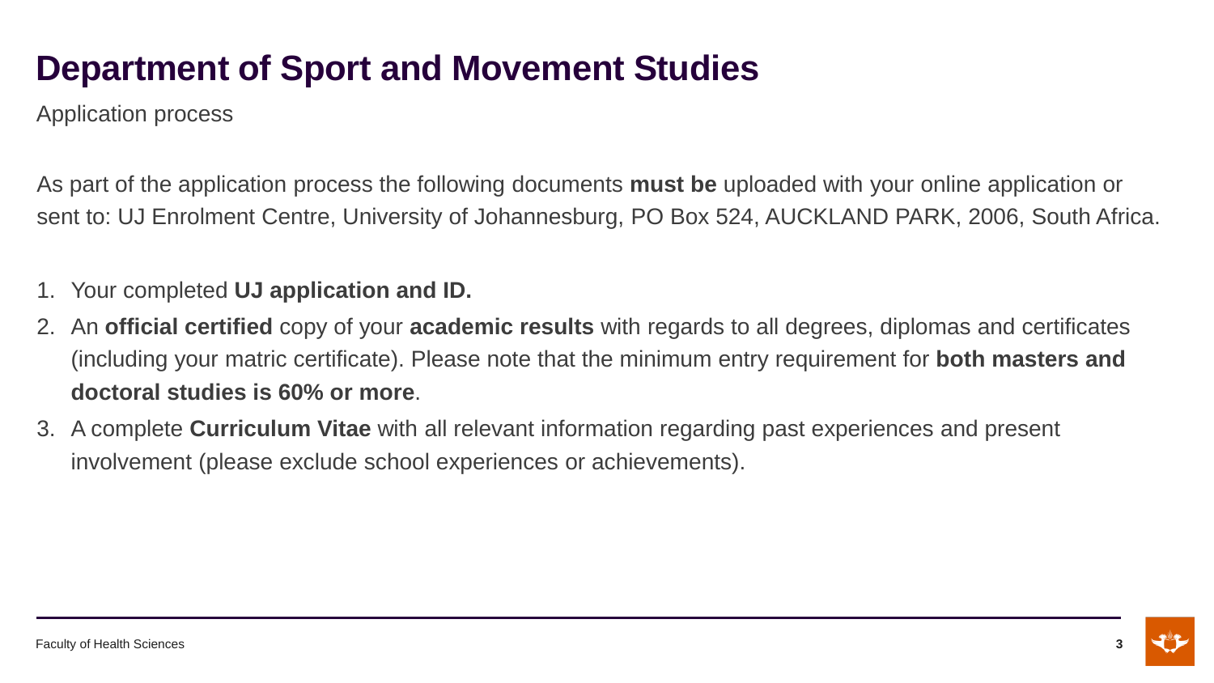# Department of Sport and Movement Studies

Application process

As part of the application process the following documents **must be** uploaded with your online application or sent to: UJ Enrolment Centre, University of Johannesburg, PO Box 524, AUCKLAND PARK, 2006, South Africa.

1. Your completed **UJ application and ID.**
2. An **official certified** copy of your **academic results** with regards to all degrees, diplomas and certificates (including your matric certificate). Please note that the minimum entry requirement for **both masters and doctoral studies is 60% or more**.
3. A complete **Curriculum Vitae** with all relevant information regarding past experiences and present involvement (please exclude school experiences or achievements).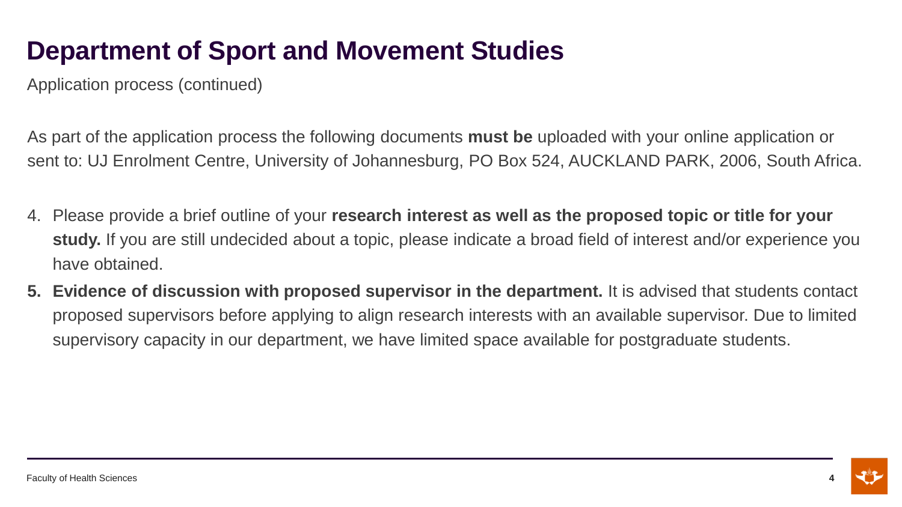# Department of Sport and Movement Studies

Application process (continued)

As part of the application process the following documents **must be** uploaded with your online application or sent to: UJ Enrolment Centre, University of Johannesburg, PO Box 524, AUCKLAND PARK, 2006, South Africa.

4. Please provide a brief outline of your **research interest as well as the proposed topic or title for your study.** If you are still undecided about a topic, please indicate a broad field of interest and/or experience you have obtained.
5. **Evidence of discussion with proposed supervisor in the department.** It is advised that students contact proposed supervisors before applying to align research interests with an available supervisor. Due to limited supervisory capacity in our department, we have limited space available for postgraduate students.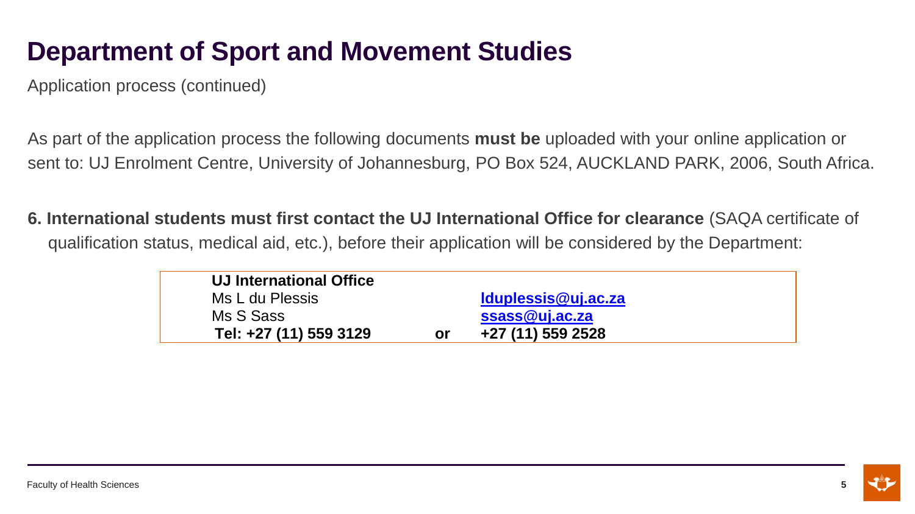# Department of Sport and Movement Studies

Application process (continued)

As part of the application process the following documents **must be** uploaded with your online application or sent to: UJ Enrolment Centre, University of Johannesburg, PO Box 524, AUCKLAND PARK, 2006, South Africa.

**6. International students must first contact the UJ International Office for clearance** (SAQA certificate of qualification status, medical aid, etc.), before their application will be considered by the Department:

| **UJ International Office** | | |
|---|---|---|
| Ms L du Plessis | | **lduplessis@uj.ac.za** |
| Ms S Sass | | **ssass@uj.ac.za** |
| **Tel: +27 (11) 559 3129** | **or** | **+27 (11) 559 2528** |

Faculty of Health Sciences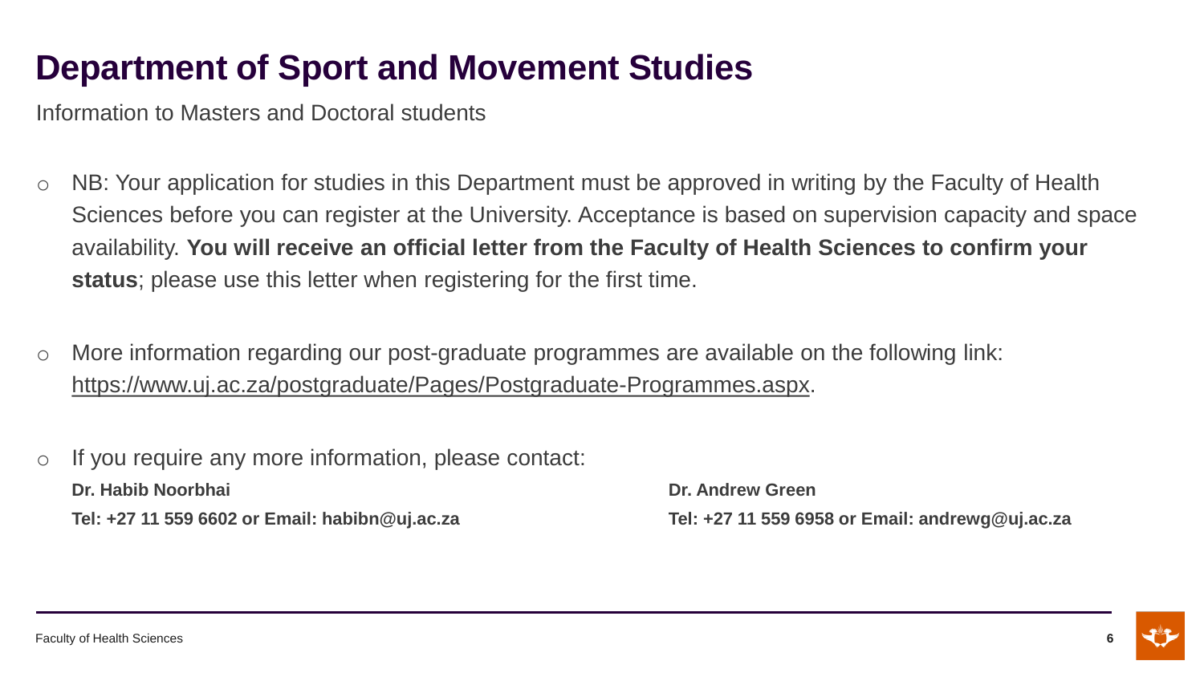# Department of Sport and Movement Studies

Information to Masters and Doctoral students

- NB: Your application for studies in this Department must be approved in writing by the Faculty of Health Sciences before you can register at the University. Acceptance is based on supervision capacity and space availability. **You will receive an official letter from the Faculty of Health Sciences to confirm your status**; please use this letter when registering for the first time.

- More information regarding our post-graduate programmes are available on the following link: https://www.uj.ac.za/postgraduate/Pages/Postgraduate-Programmes.aspx.

- If you require any more information, please contact:

  **Dr. Habib Noorbhai**
  **Tel: +27 11 559 6602 or Email: habibn@uj.ac.za**

  **Dr. Andrew Green**
  **Tel: +27 11 559 6958 or Email: andrewg@uj.ac.za**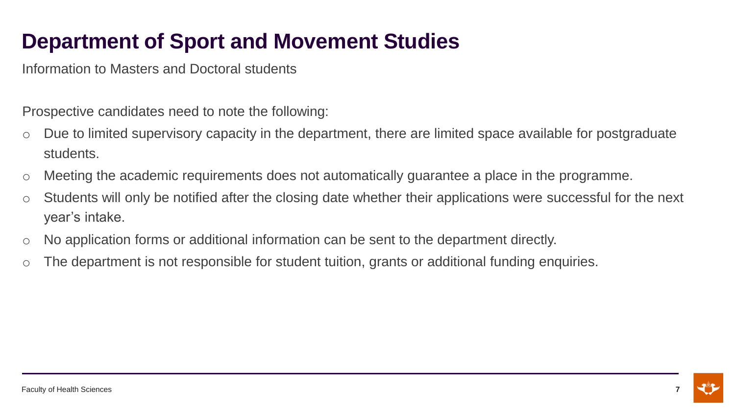# Department of Sport and Movement Studies

Information to Masters and Doctoral students

Prospective candidates need to note the following:

- Due to limited supervisory capacity in the department, there are limited space available for postgraduate students.
- Meeting the academic requirements does not automatically guarantee a place in the programme.
- Students will only be notified after the closing date whether their applications were successful for the next year's intake.
- No application forms or additional information can be sent to the department directly.
- The department is not responsible for student tuition, grants or additional funding enquiries.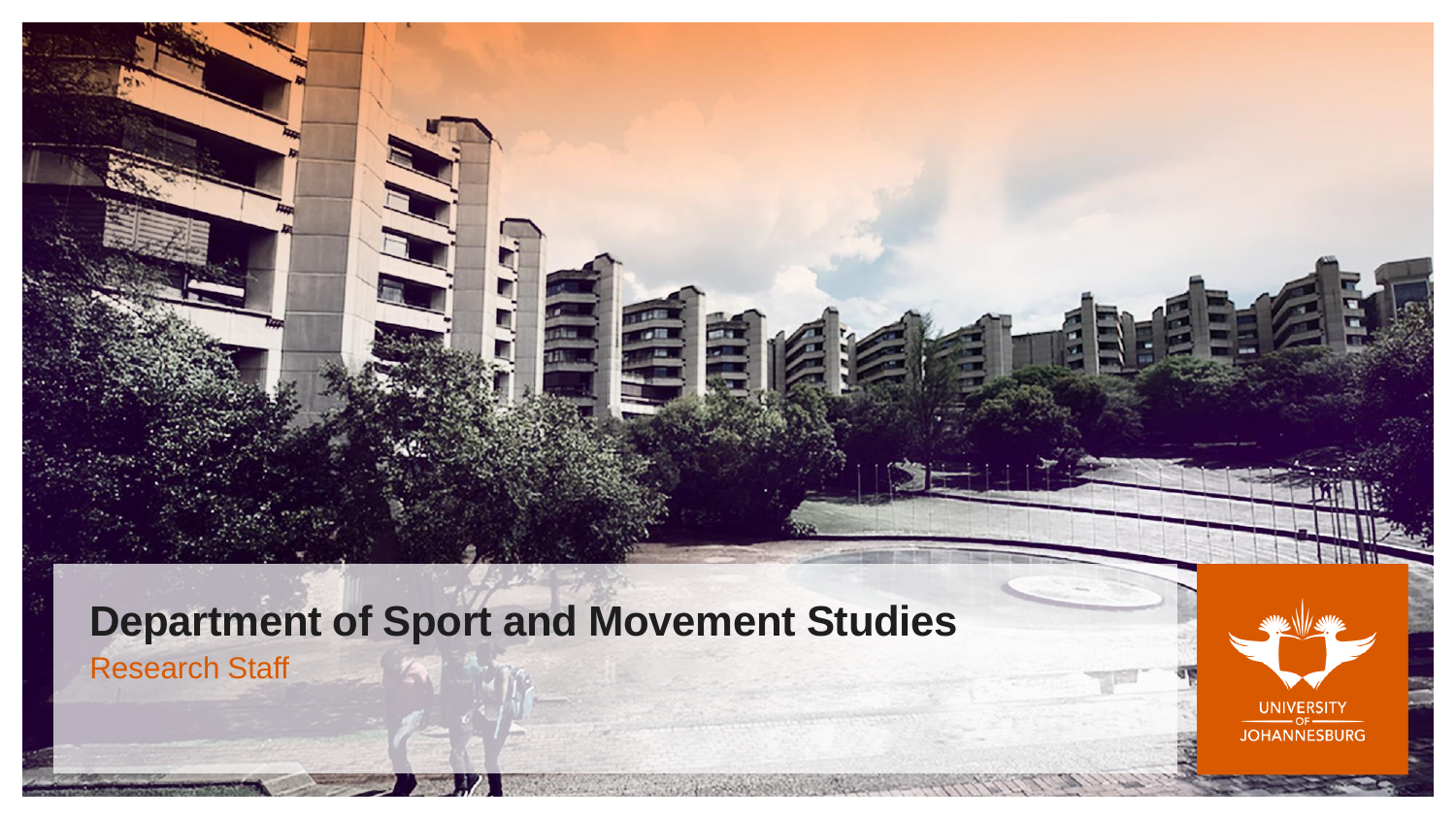# Department of Sport and Movement Studies

Research Staff

UNIVERSITY OF JOHANNESBURG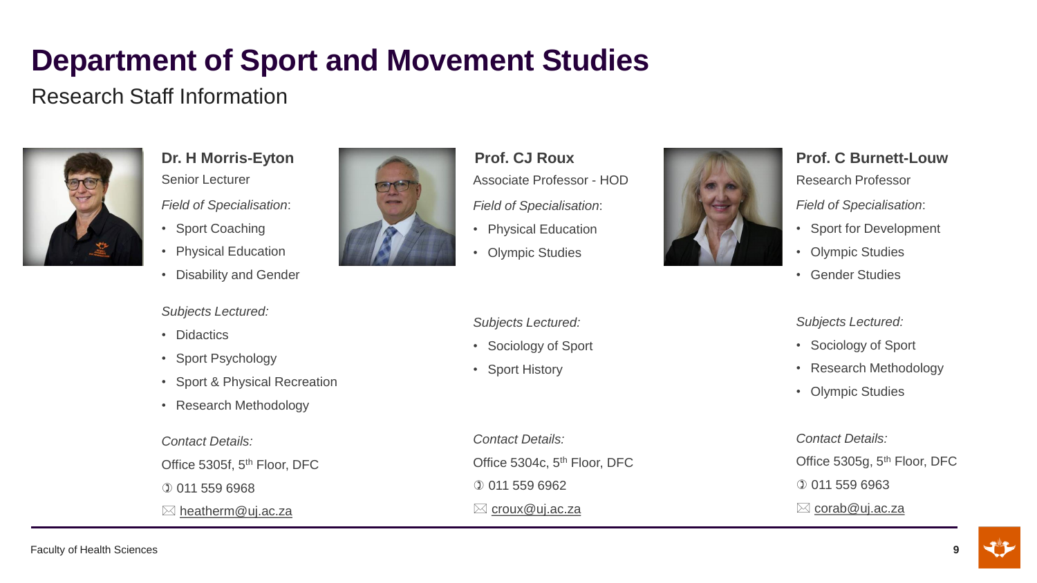# Department of Sport and Movement Studies

## Research Staff Information

### Dr. H Morris-Eyton

Senior Lecturer

*Field of Specialisation*:

- Sport Coaching
- Physical Education
- Disability and Gender

*Subjects Lectured:*

- Didactics
- Sport Psychology
- Sport & Physical Recreation
- Research Methodology

*Contact Details:*

Office 5305f, 5th Floor, DFC

✆ 011 559 6968

✉ heatherm@uj.ac.za

### Prof. CJ Roux

Associate Professor - HOD

*Field of Specialisation*:

- Physical Education
- Olympic Studies

*Subjects Lectured:*

- Sociology of Sport
- Sport History

*Contact Details:*

Office 5304c, 5th Floor, DFC

✆ 011 559 6962

✉ croux@uj.ac.za

### Prof. C Burnett-Louw

Research Professor

*Field of Specialisation*:

- Sport for Development
- Olympic Studies
- Gender Studies

*Subjects Lectured:*

- Sociology of Sport
- Research Methodology
- Olympic Studies

*Contact Details:*

Office 5305g, 5th Floor, DFC

✆ 011 559 6963

✉ corab@uj.ac.za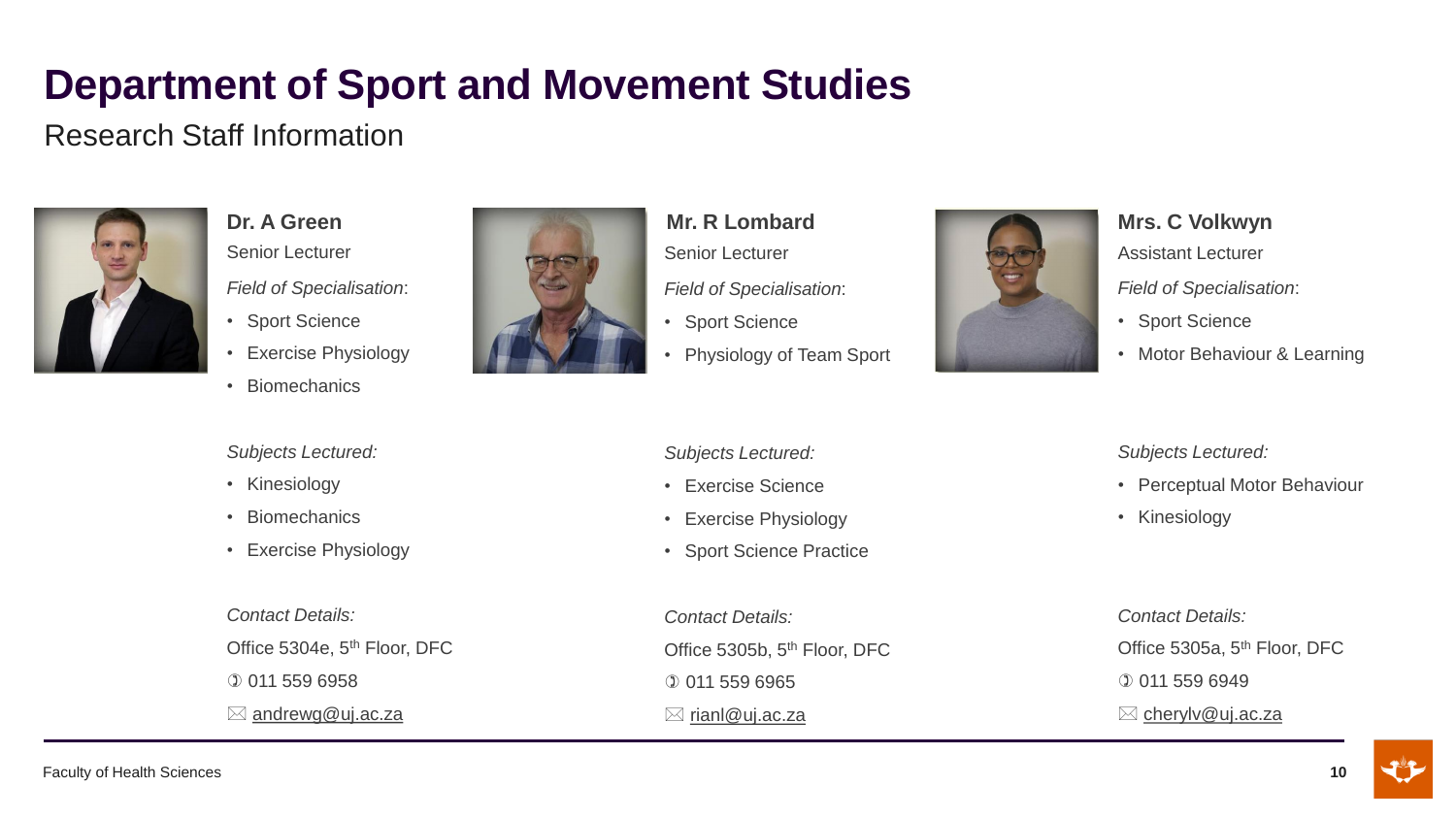# Department of Sport and Movement Studies

Research Staff Information

### Dr. A Green

Senior Lecturer

*Field of Specialisation*:

- Sport Science
- Exercise Physiology
- Biomechanics

*Subjects Lectured:*

- Kinesiology
- Biomechanics
- Exercise Physiology

*Contact Details:*

Office 5304e, 5th Floor, DFC

✆ 011 559 6958

✉ andrewg@uj.ac.za

### Mr. R Lombard

Senior Lecturer

*Field of Specialisation*:

- Sport Science
- Physiology of Team Sport

*Subjects Lectured:*

- Exercise Science
- Exercise Physiology
- Sport Science Practice

*Contact Details:*

Office 5305b, 5th Floor, DFC

✆ 011 559 6965

✉ rianl@uj.ac.za

### Mrs. C Volkwyn

Assistant Lecturer

*Field of Specialisation*:

- Sport Science
- Motor Behaviour & Learning

*Subjects Lectured:*

- Perceptual Motor Behaviour
- Kinesiology

*Contact Details:*

Office 5305a, 5th Floor, DFC

✆ 011 559 6949

✉ cherylv@uj.ac.za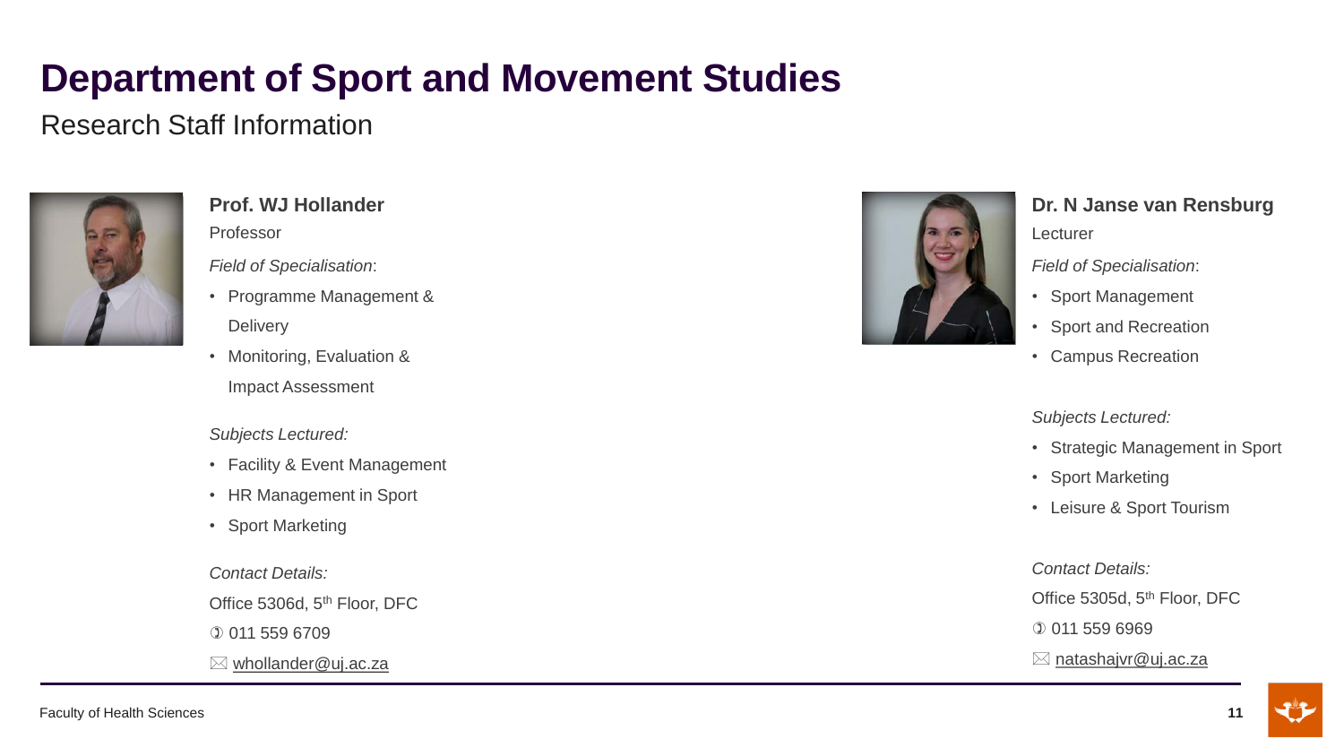# Department of Sport and Movement Studies

## Research Staff Information

### Prof. WJ Hollander

Professor

*Field of Specialisation*:

- Programme Management & Delivery
- Monitoring, Evaluation & Impact Assessment

*Subjects Lectured:*

- Facility & Event Management
- HR Management in Sport
- Sport Marketing

*Contact Details:*

Office 5306d, 5th Floor, DFC

✆ 011 559 6709

✉ whollander@uj.ac.za

### Dr. N Janse van Rensburg

Lecturer

*Field of Specialisation*:

- Sport Management
- Sport and Recreation
- Campus Recreation

*Subjects Lectured:*

- Strategic Management in Sport
- Sport Marketing
- Leisure & Sport Tourism

*Contact Details:*

Office 5305d, 5th Floor, DFC

✆ 011 559 6969

✉ natashajvr@uj.ac.za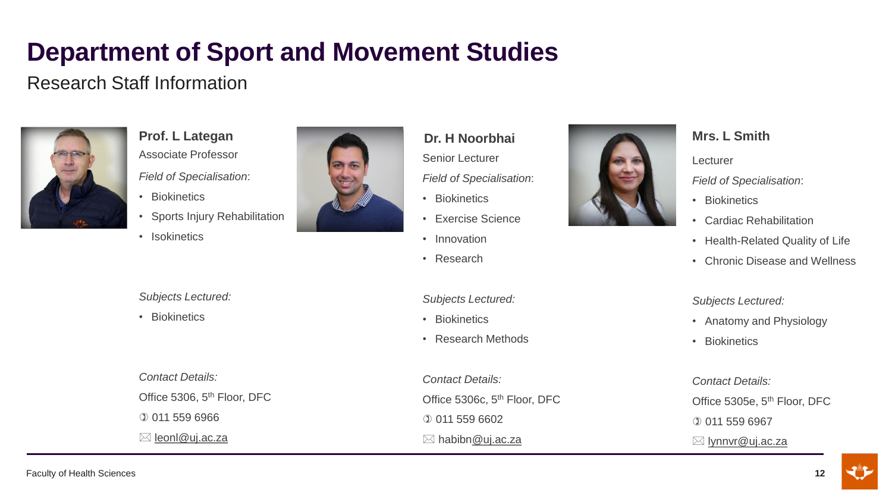# Department of Sport and Movement Studies

Research Staff Information

### Prof. L Lategan

Associate Professor

*Field of Specialisation*:

- Biokinetics
- Sports Injury Rehabilitation
- Isokinetics

*Subjects Lectured:*

- Biokinetics

*Contact Details:*

Office 5306, 5th Floor, DFC

✆ 011 559 6966

✉ leonl@uj.ac.za

### Dr. H Noorbhai

Senior Lecturer

*Field of Specialisation*:

- Biokinetics
- Exercise Science
- Innovation
- Research

*Subjects Lectured:*

- Biokinetics
- Research Methods

*Contact Details:*

Office 5306c, 5th Floor, DFC

✆ 011 559 6602

✉ habibn@uj.ac.za

### Mrs. L Smith

Lecturer

*Field of Specialisation*:

- Biokinetics
- Cardiac Rehabilitation
- Health-Related Quality of Life
- Chronic Disease and Wellness

*Subjects Lectured:*

- Anatomy and Physiology
- Biokinetics

*Contact Details:*

Office 5305e, 5th Floor, DFC

✆ 011 559 6967

✉ lynnvr@uj.ac.za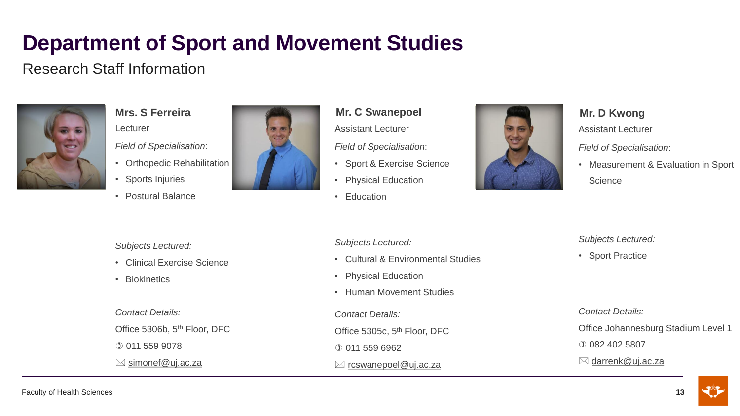# Department of Sport and Movement Studies

## Research Staff Information

### Mrs. S Ferreira

Lecturer

*Field of Specialisation*:

- Orthopedic Rehabilitation
- Sports Injuries
- Postural Balance

*Subjects Lectured:*

- Clinical Exercise Science
- Biokinetics

*Contact Details:*

Office 5306b, 5th Floor, DFC

✆ 011 559 9078

✉ simonef@uj.ac.za

### Mr. C Swanepoel

Assistant Lecturer

*Field of Specialisation*:

- Sport & Exercise Science
- Physical Education
- Education

*Subjects Lectured:*

- Cultural & Environmental Studies
- Physical Education
- Human Movement Studies

*Contact Details:*

Office 5305c, 5th Floor, DFC

✆ 011 559 6962

✉ rcswanepoel@uj.ac.za

### Mr. D Kwong

Assistant Lecturer

*Field of Specialisation*:

- Measurement & Evaluation in Sport Science

*Subjects Lectured:*

- Sport Practice

*Contact Details:*

Office Johannesburg Stadium Level 1

✆ 082 402 5807

✉ darrenk@uj.ac.za

Faculty of Health Sciences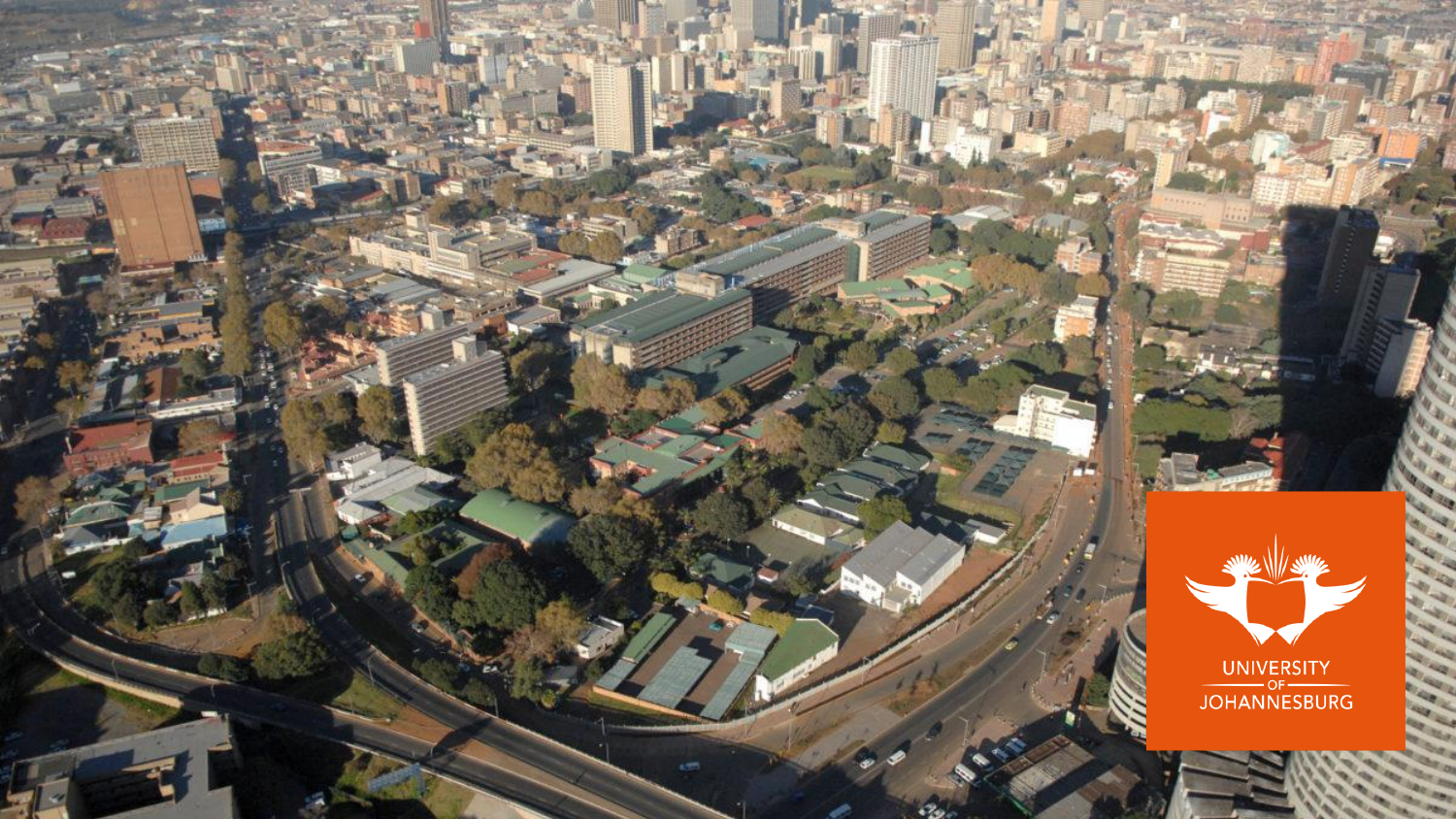UNIVERSITY OF JOHANNESBURG